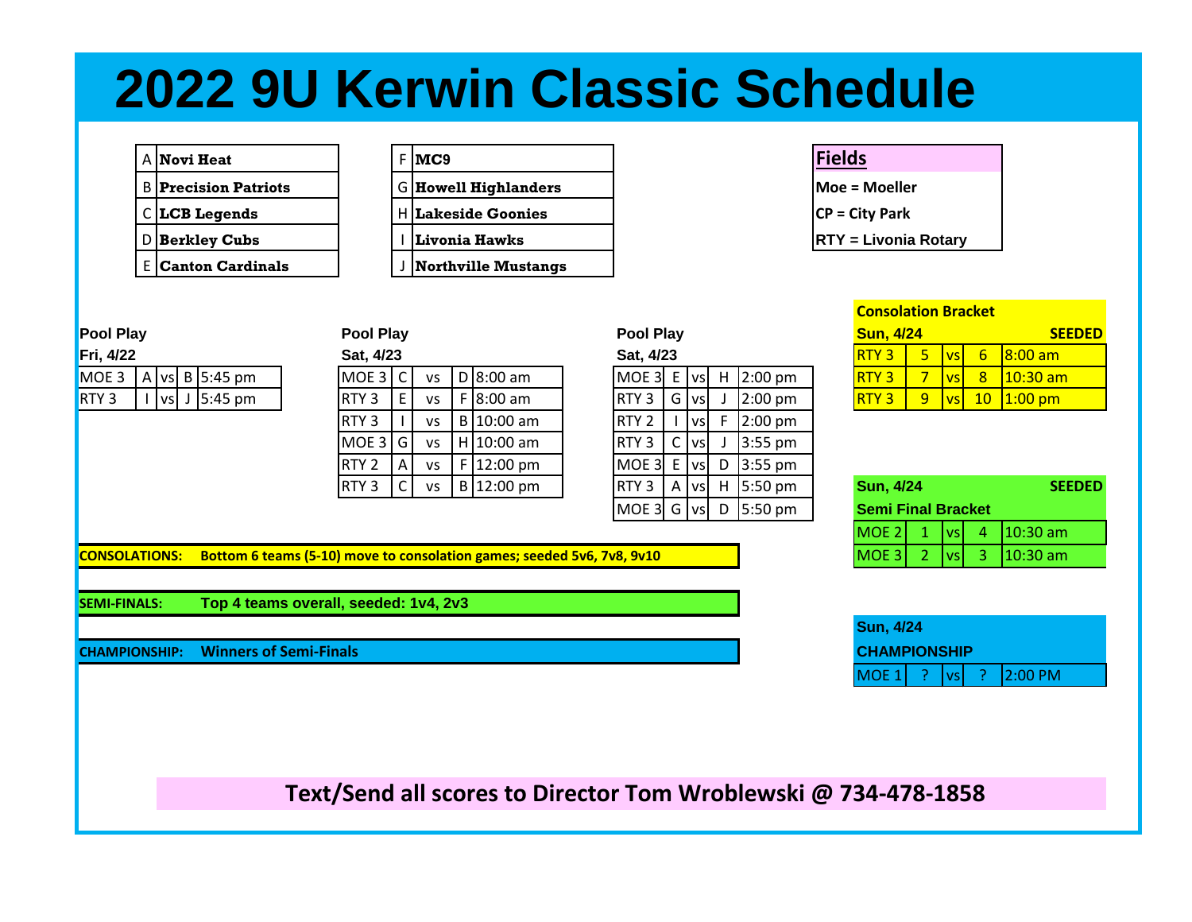# 2022 9U Kerwin Classic Schedule

| | Team |
|---|---|
| A | **Novi Heat** |
| B | **Precision Patriots** |
| C | **LCB Legends** |
| D | **Berkley Cubs** |
| E | **Canton Cardinals** |

| | Team |
|---|---|
| F | **MC9** |
| G | **Howell Highlanders** |
| H | **Lakeside Goonies** |
| I | **Livonia Hawks** |
| J | **Northville Mustangs** |

| **Fields** |
|---|
| **Moe = Moeller** |
| **CP = City Park** |
| **RTY = Livonia Rotary** |

**Pool Play**
**Fri, 4/22**

| Field | Team | | Team | Time |
|---|---|---|---|---|
| MOE 3 | A | vs | B | 5:45 pm |
| RTY 3 | I | vs | J | 5:45 pm |

**Pool Play**
**Sat, 4/23**

| Field | Team | | Team | Time |
|---|---|---|---|---|
| MOE 3 | C | vs | D | 8:00 am |
| RTY 3 | E | vs | F | 8:00 am |
| RTY 3 | I | vs | B | 10:00 am |
| MOE 3 | G | vs | H | 10:00 am |
| RTY 2 | A | vs | F | 12:00 pm |
| RTY 3 | C | vs | B | 12:00 pm |

**Pool Play**
**Sat, 4/23**

| Field | Team | | Team | Time |
|---|---|---|---|---|
| MOE 3 | E | vs | H | 2:00 pm |
| RTY 3 | G | vs | J | 2:00 pm |
| RTY 2 | I | vs | F | 2:00 pm |
| RTY 3 | C | vs | J | 3:55 pm |
| MOE 3 | E | vs | D | 3:55 pm |
| RTY 3 | A | vs | H | 5:50 pm |
| MOE 3 | G | vs | D | 5:50 pm |

**Consolation Bracket**
**Sun, 4/24** — **SEEDED**

| Field | Seed | | Seed | Time |
|---|---|---|---|---|
| RTY 3 | 5 | vs | 6 | 8:00 am |
| RTY 3 | 7 | vs | 8 | 10:30 am |
| RTY 3 | 9 | vs | 10 | 1:00 pm |

**Sun, 4/24** — **SEEDED**
**Semi Final Bracket**

| Field | Seed | | Seed | Time |
|---|---|---|---|---|
| MOE 2 | 1 | vs | 4 | 10:30 am |
| MOE 3 | 2 | vs | 3 | 10:30 am |

**Sun, 4/24**
**CHAMPIONSHIP**

| Field | Team | | Team | Time |
|---|---|---|---|---|
| MOE 1 | ? | vs | ? | 2:00 PM |

**CONSOLATIONS:** Bottom 6 teams (5-10) move to consolation games; seeded 5v6, 7v8, 9v10

**SEMI-FINALS:** Top 4 teams overall, seeded: 1v4, 2v3

**CHAMPIONSHIP:** Winners of Semi-Finals

**Text/Send all scores to Director Tom Wroblewski @ 734-478-1858**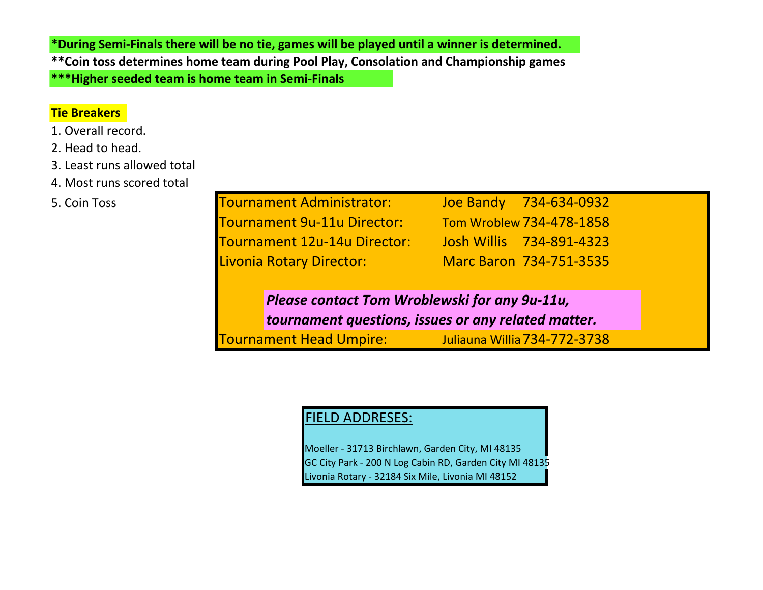**\*During Semi-Finals there will be no tie, games will be played until a winner is determined.**

**\*\*Coin toss determines home team during Pool Play, Consolation and Championship games**

**\*\*\*Higher seeded team is home team in Semi-Finals**

**Tie Breakers**

1. Overall record.
2. Head to head.
3. Least runs allowed total
4. Most runs scored total
5. Coin Toss

| | | |
|---|---|---|
| Tournament Administrator: | Joe Bandy | 734-634-0932 |
| Tournament 9u-11u Director: | Tom Wroblew | 734-478-1858 |
| Tournament 12u-14u Director: | Josh Willis | 734-891-4323 |
| Livonia Rotary Director: | Marc Baron | 734-751-3535 |

***Please contact Tom Wroblewski for any 9u-11u, tournament questions, issues or any related matter.***

| | | |
|---|---|---|
| Tournament Head Umpire: | Juliauna Willia | 734-772-3738 |

FIELD ADDRESES:

Moeller - 31713 Birchlawn, Garden City, MI 48135
GC City Park - 200 N Log Cabin RD, Garden City MI 48135
Livonia Rotary - 32184 Six Mile, Livonia MI 48152